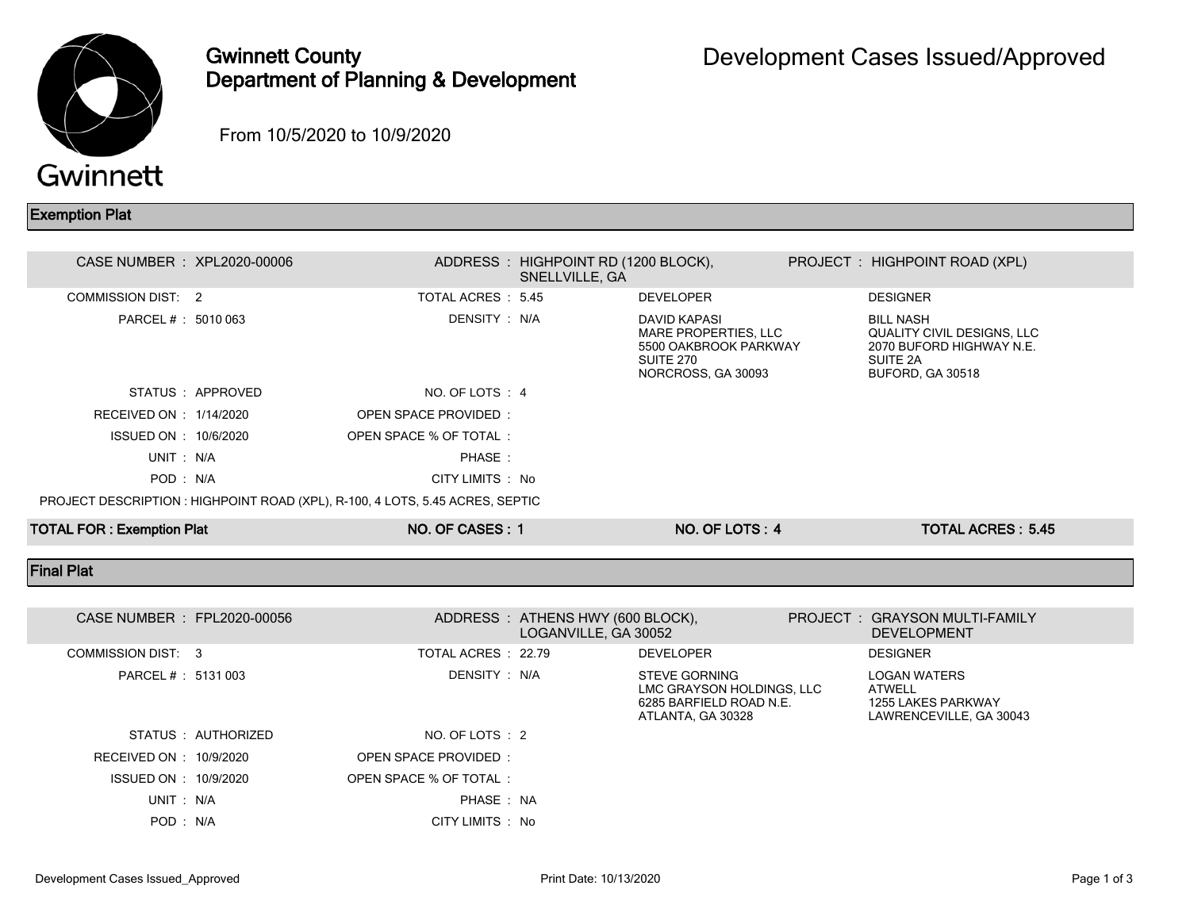# Gwinnett County Department of Planning & Development

# Development Cases Issued/Approved

From 10/5/2020 to 10/9/2020

## Exemption Plat

| | | | | | |
|---|---|---|---|---|---|
| CASE NUMBER : | XPL2020-00006 | ADDRESS : | HIGHPOINT RD (1200 BLOCK), SNELLVILLE, GA | PROJECT : | HIGHPOINT ROAD (XPL) |
| COMMISSION DIST: | 2 | TOTAL ACRES : | 5.45 | DEVELOPER | DESIGNER |
| PARCEL # : | 5010 063 | DENSITY : | N/A | DAVID KAPASI<br>MARE PROPERTIES, LLC<br>5500 OAKBROOK PARKWAY<br>SUITE 270<br>NORCROSS, GA 30093 | BILL NASH<br>QUALITY CIVIL DESIGNS, LLC<br>2070 BUFORD HIGHWAY N.E.<br>SUITE 2A<br>BUFORD, GA 30518 |
| STATUS : | APPROVED | NO. OF LOTS : | 4 | | |
| RECEIVED ON : | 1/14/2020 | OPEN SPACE PROVIDED : | | | |
| ISSUED ON : | 10/6/2020 | OPEN SPACE % OF TOTAL : | | | |
| UNIT : | N/A | PHASE : | | | |
| POD : | N/A | CITY LIMITS : | No | | |

PROJECT DESCRIPTION : HIGHPOINT ROAD (XPL), R-100, 4 LOTS, 5.45 ACRES, SEPTIC

**TOTAL FOR : Exemption Plat** | **NO. OF CASES : 1** | **NO. OF LOTS : 4** | **TOTAL ACRES : 5.45**

## Final Plat

| | | | | | |
|---|---|---|---|---|---|
| CASE NUMBER : | FPL2020-00056 | ADDRESS : | ATHENS HWY (600 BLOCK), LOGANVILLE, GA 30052 | PROJECT : | GRAYSON MULTI-FAMILY DEVELOPMENT |
| COMMISSION DIST: | 3 | TOTAL ACRES : | 22.79 | DEVELOPER | DESIGNER |
| PARCEL # : | 5131 003 | DENSITY : | N/A | STEVE GORNING<br>LMC GRAYSON HOLDINGS, LLC<br>6285 BARFIELD ROAD N.E.<br>ATLANTA, GA 30328 | LOGAN WATERS<br>ATWELL<br>1255 LAKES PARKWAY<br>LAWRENCEVILLE, GA 30043 |
| STATUS : | AUTHORIZED | NO. OF LOTS : | 2 | | |
| RECEIVED ON : | 10/9/2020 | OPEN SPACE PROVIDED : | | | |
| ISSUED ON : | 10/9/2020 | OPEN SPACE % OF TOTAL : | | | |
| UNIT : | N/A | PHASE : | NA | | |
| POD : | N/A | CITY LIMITS : | No | | |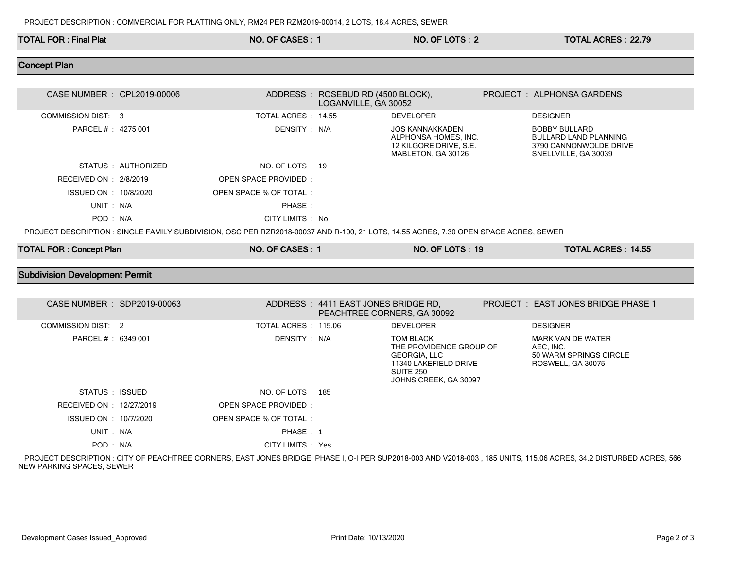PROJECT DESCRIPTION : COMMERCIAL FOR PLATTING ONLY, RM24 PER RZM2019-00014, 2 LOTS, 18.4 ACRES, SEWER

| TOTAL FOR : Final Plat | NO. OF CASES : 1 | NO. OF LOTS : 2 | TOTAL ACRES : 22.79 |
|---|---|---|---|

## Concept Plan

| | | | | | |
|---|---|---|---|---|---|
| CASE NUMBER : | CPL2019-00006 | ADDRESS : | ROSEBUD RD (4500 BLOCK), LOGANVILLE, GA 30052 | PROJECT : | ALPHONSA GARDENS |
| COMMISSION DIST: | 3 | TOTAL ACRES : | 14.55 | DEVELOPER | DESIGNER |
| PARCEL # : | 4275 001 | DENSITY : | N/A | JOS KANNAKKADEN ALPHONSA HOMES, INC. 12 KILGORE DRIVE, S.E. MABLETON, GA 30126 | BOBBY BULLARD BULLARD LAND PLANNING 3790 CANNONWOLDE DRIVE SNELLVILLE, GA 30039 |
| STATUS : | AUTHORIZED | NO. OF LOTS : | 19 | | |
| RECEIVED ON : | 2/8/2019 | OPEN SPACE PROVIDED : | | | |
| ISSUED ON : | 10/8/2020 | OPEN SPACE % OF TOTAL : | | | |
| UNIT : | N/A | PHASE : | | | |
| POD : | N/A | CITY LIMITS : | No | | |

PROJECT DESCRIPTION : SINGLE FAMILY SUBDIVISION, OSC PER RZR2018-00037 AND R-100, 21 LOTS, 14.55 ACRES, 7.30 OPEN SPACE ACRES, SEWER

| TOTAL FOR : Concept Plan | NO. OF CASES : 1 | NO. OF LOTS : 19 | TOTAL ACRES : 14.55 |
|---|---|---|---|

## Subdivision Development Permit

| | | | | | |
|---|---|---|---|---|---|
| CASE NUMBER : | SDP2019-00063 | ADDRESS : | 4411 EAST JONES BRIDGE RD, PEACHTREE CORNERS, GA 30092 | PROJECT : | EAST JONES BRIDGE PHASE 1 |
| COMMISSION DIST: | 2 | TOTAL ACRES : | 115.06 | DEVELOPER | DESIGNER |
| PARCEL # : | 6349 001 | DENSITY : | N/A | TOM BLACK THE PROVIDENCE GROUP OF GEORGIA, LLC 11340 LAKEFIELD DRIVE SUITE 250 JOHNS CREEK, GA 30097 | MARK VAN DE WATER AEC, INC. 50 WARM SPRINGS CIRCLE ROSWELL, GA 30075 |
| STATUS : | ISSUED | NO. OF LOTS : | 185 | | |
| RECEIVED ON : | 12/27/2019 | OPEN SPACE PROVIDED : | | | |
| ISSUED ON : | 10/7/2020 | OPEN SPACE % OF TOTAL : | | | |
| UNIT : | N/A | PHASE : | 1 | | |
| POD : | N/A | CITY LIMITS : | Yes | | |

PROJECT DESCRIPTION : CITY OF PEACHTREE CORNERS, EAST JONES BRIDGE, PHASE I, O-I PER SUP2018-003 AND V2018-003 , 185 UNITS, 115.06 ACRES, 34.2 DISTURBED ACRES, 566 NEW PARKING SPACES, SEWER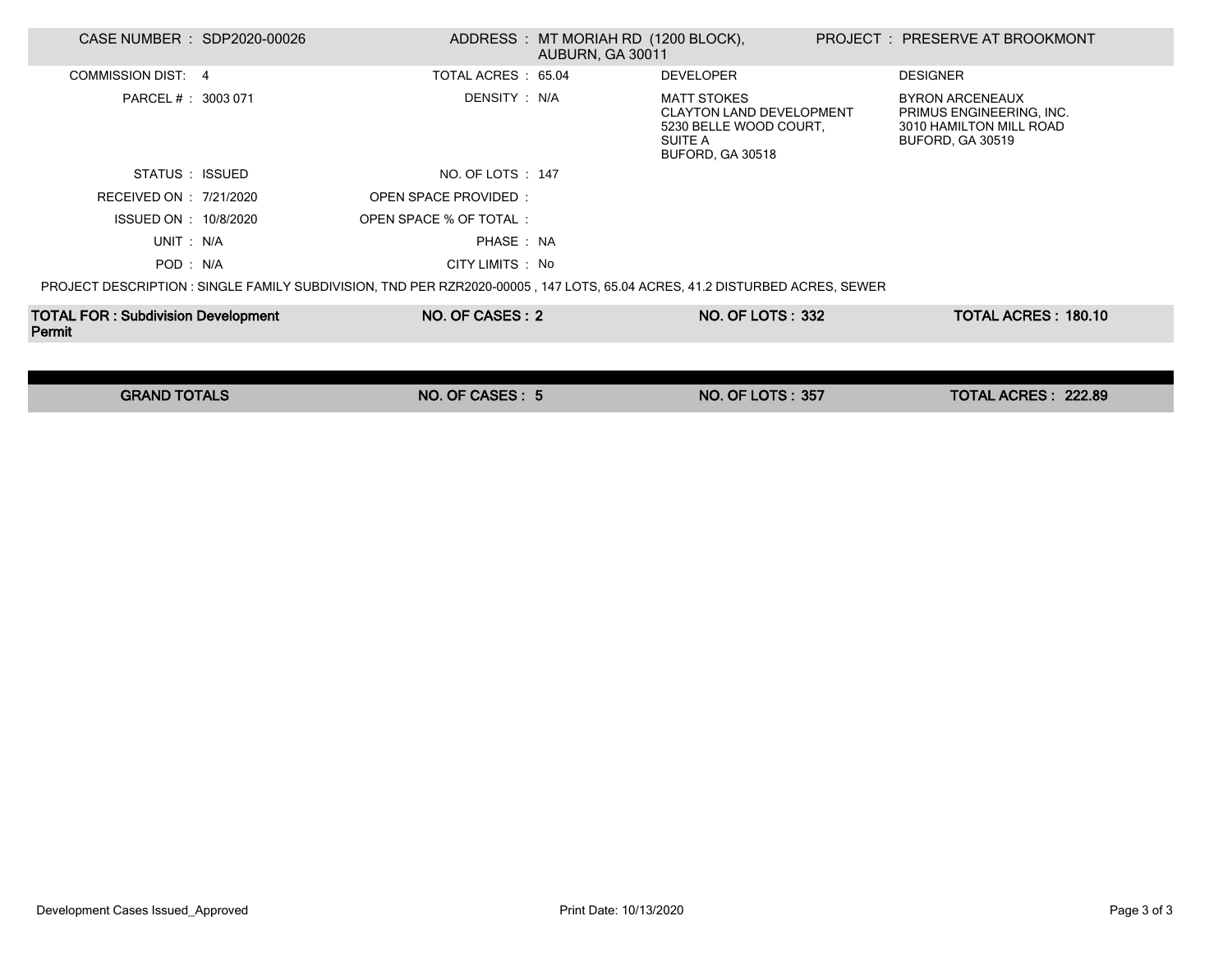| | | | | | | |
|---|---|---|---|---|---|---|
| CASE NUMBER : | SDP2020-00026 | ADDRESS : | MT MORIAH RD (1200 BLOCK), AUBURN, GA 30011 | | PROJECT : | PRESERVE AT BROOKMONT |
| COMMISSION DIST: | 4 | TOTAL ACRES : | 65.04 | DEVELOPER | | DESIGNER |
| PARCEL # : | 3003 071 | DENSITY : | N/A | MATT STOKES<br>CLAYTON LAND DEVELOPMENT<br>5230 BELLE WOOD COURT, SUITE A<br>BUFORD, GA 30518 | | BYRON ARCENEAUX<br>PRIMUS ENGINEERING, INC.<br>3010 HAMILTON MILL ROAD<br>BUFORD, GA 30519 |
| STATUS : | ISSUED | NO. OF LOTS : | 147 | | | |
| RECEIVED ON : | 7/21/2020 | OPEN SPACE PROVIDED : | | | | |
| ISSUED ON : | 10/8/2020 | OPEN SPACE % OF TOTAL : | | | | |
| UNIT : | N/A | PHASE : | NA | | | |
| POD : | N/A | CITY LIMITS : | No | | | |

PROJECT DESCRIPTION : SINGLE FAMILY SUBDIVISION, TND PER RZR2020-00005 , 147 LOTS, 65.04 ACRES, 41.2 DISTURBED ACRES, SEWER

| | | | |
|---|---|---|---|
| **TOTAL FOR : Subdivision Development Permit** | **NO. OF CASES : 2** | **NO. OF LOTS : 332** | **TOTAL ACRES : 180.10** |

| | | | |
|---|---|---|---|
| **GRAND TOTALS** | **NO. OF CASES : 5** | **NO. OF LOTS : 357** | **TOTAL ACRES : 222.89** |